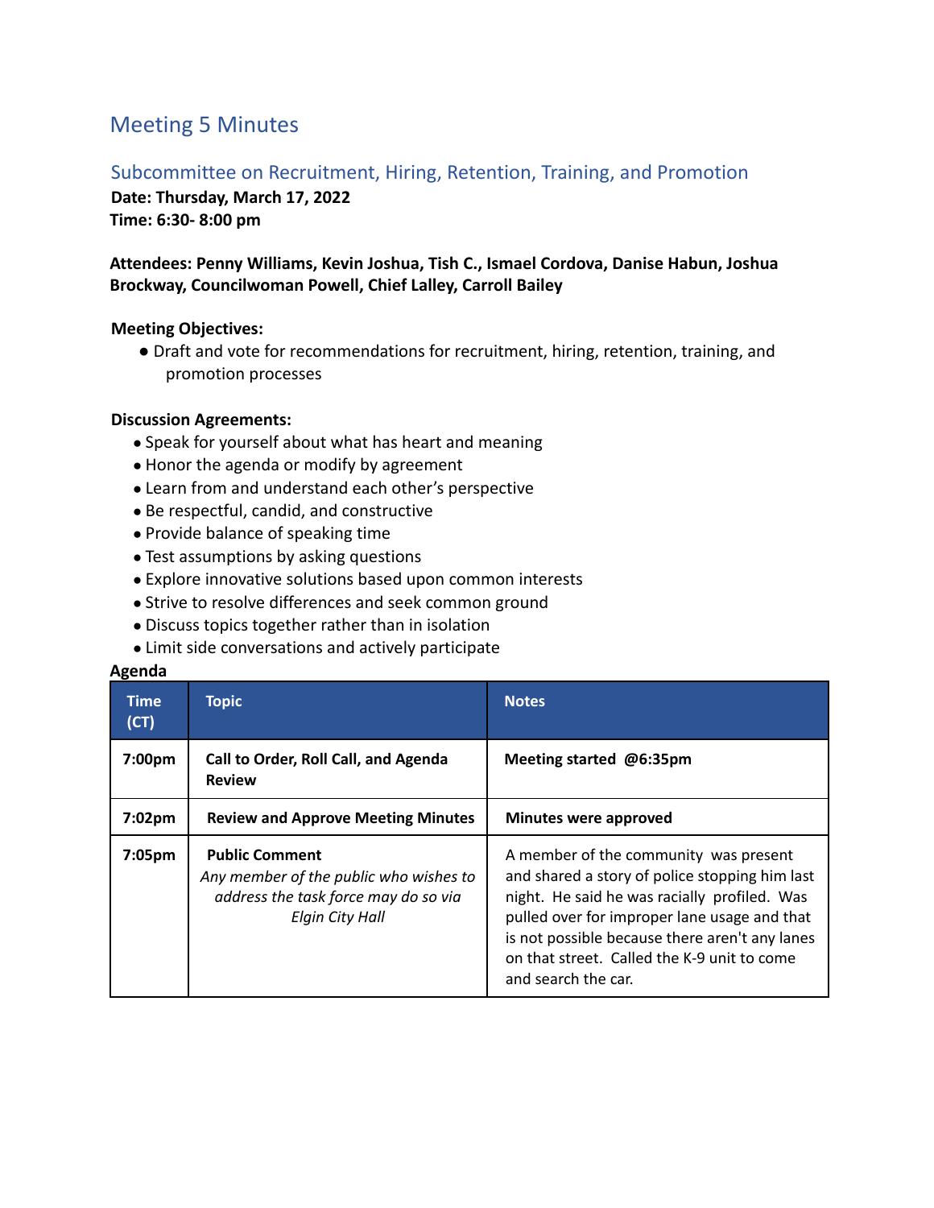# Meeting 5 Minutes

## Subcommittee on Recruitment, Hiring, Retention, Training, and Promotion

**Date: Thursday, March 17, 2022**
**Time: 6:30- 8:00 pm**

**Attendees: Penny Williams, Kevin Joshua, Tish C., Ismael Cordova, Danise Habun, Joshua Brockway, Councilwoman Powell, Chief Lalley, Carroll Bailey**

**Meeting Objectives:**

- Draft and vote for recommendations for recruitment, hiring, retention, training, and promotion processes

**Discussion Agreements:**

- Speak for yourself about what has heart and meaning
- Honor the agenda or modify by agreement
- Learn from and understand each other's perspective
- Be respectful, candid, and constructive
- Provide balance of speaking time
- Test assumptions by asking questions
- Explore innovative solutions based upon common interests
- Strive to resolve differences and seek common ground
- Discuss topics together rather than in isolation
- Limit side conversations and actively participate

**Agenda**

| Time (CT) | Topic | Notes |
|---|---|---|
| **7:00pm** | **Call to Order, Roll Call, and Agenda Review** | **Meeting started @6:35pm** |
| **7:02pm** | **Review and Approve Meeting Minutes** | **Minutes were approved** |
| **7:05pm** | **Public Comment** *Any member of the public who wishes to address the task force may do so via Elgin City Hall* | A member of the community was present and shared a story of police stopping him last night. He said he was racially profiled. Was pulled over for improper lane usage and that is not possible because there aren't any lanes on that street. Called the K-9 unit to come and search the car. |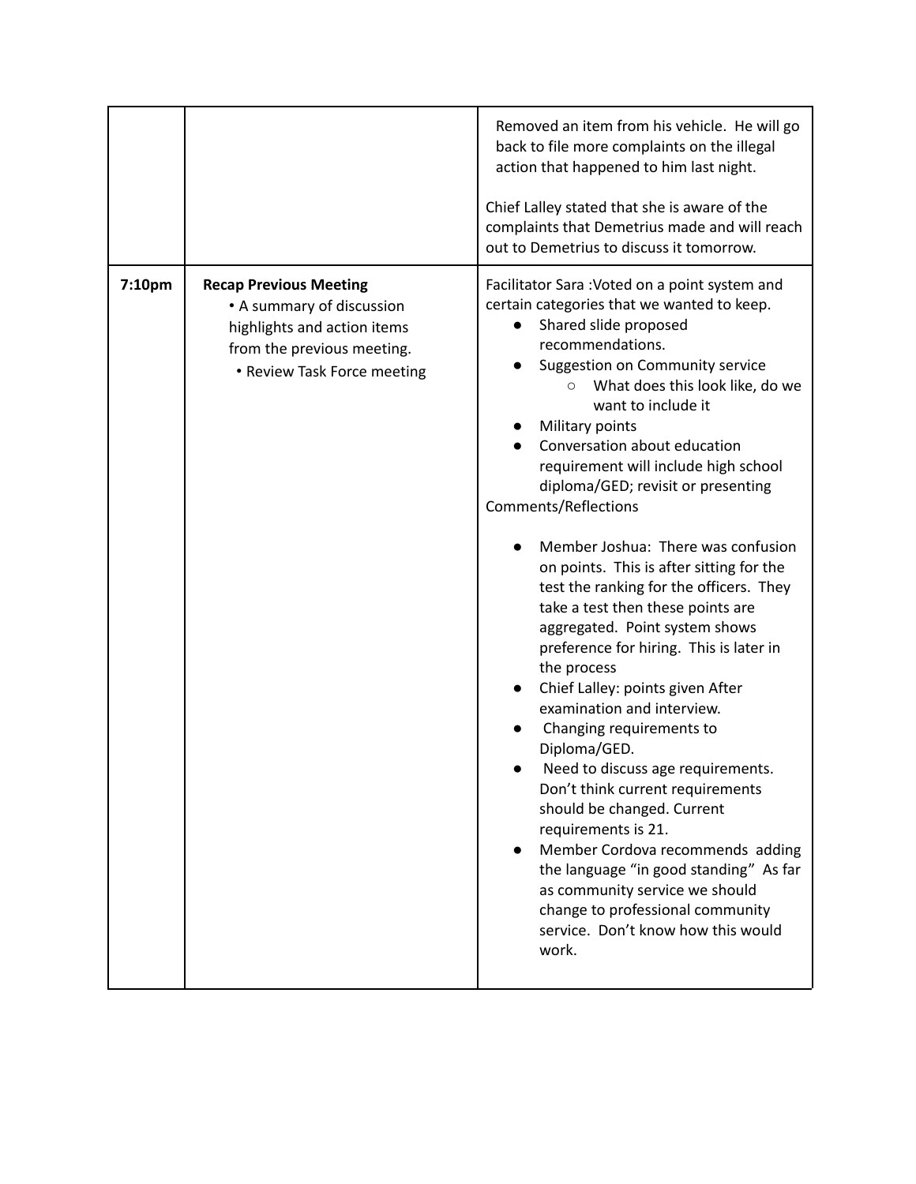| | | |
|---|---|---|
| | | Removed an item from his vehicle. He will go back to file more complaints on the illegal action that happened to him last night.<br><br>Chief Lalley stated that she is aware of the complaints that Demetrius made and will reach out to Demetrius to discuss it tomorrow. |
| **7:10pm** | **Recap Previous Meeting**<br>• A summary of discussion highlights and action items from the previous meeting.<br>• Review Task Force meeting | Facilitator Sara :Voted on a point system and certain categories that we wanted to keep.<br>● Shared slide proposed recommendations.<br>● Suggestion on Community service<br>○ What does this look like, do we want to include it<br>● Military points<br>● Conversation about education requirement will include high school diploma/GED; revisit or presenting<br>Comments/Reflections<br><br>● Member Joshua: There was confusion on points. This is after sitting for the test the ranking for the officers. They take a test then these points are aggregated. Point system shows preference for hiring. This is later in the process<br>● Chief Lalley: points given After examination and interview.<br>● Changing requirements to Diploma/GED.<br>● Need to discuss age requirements. Don't think current requirements should be changed. Current requirements is 21.<br>● Member Cordova recommends adding the language "in good standing" As far as community service we should change to professional community service. Don't know how this would work. |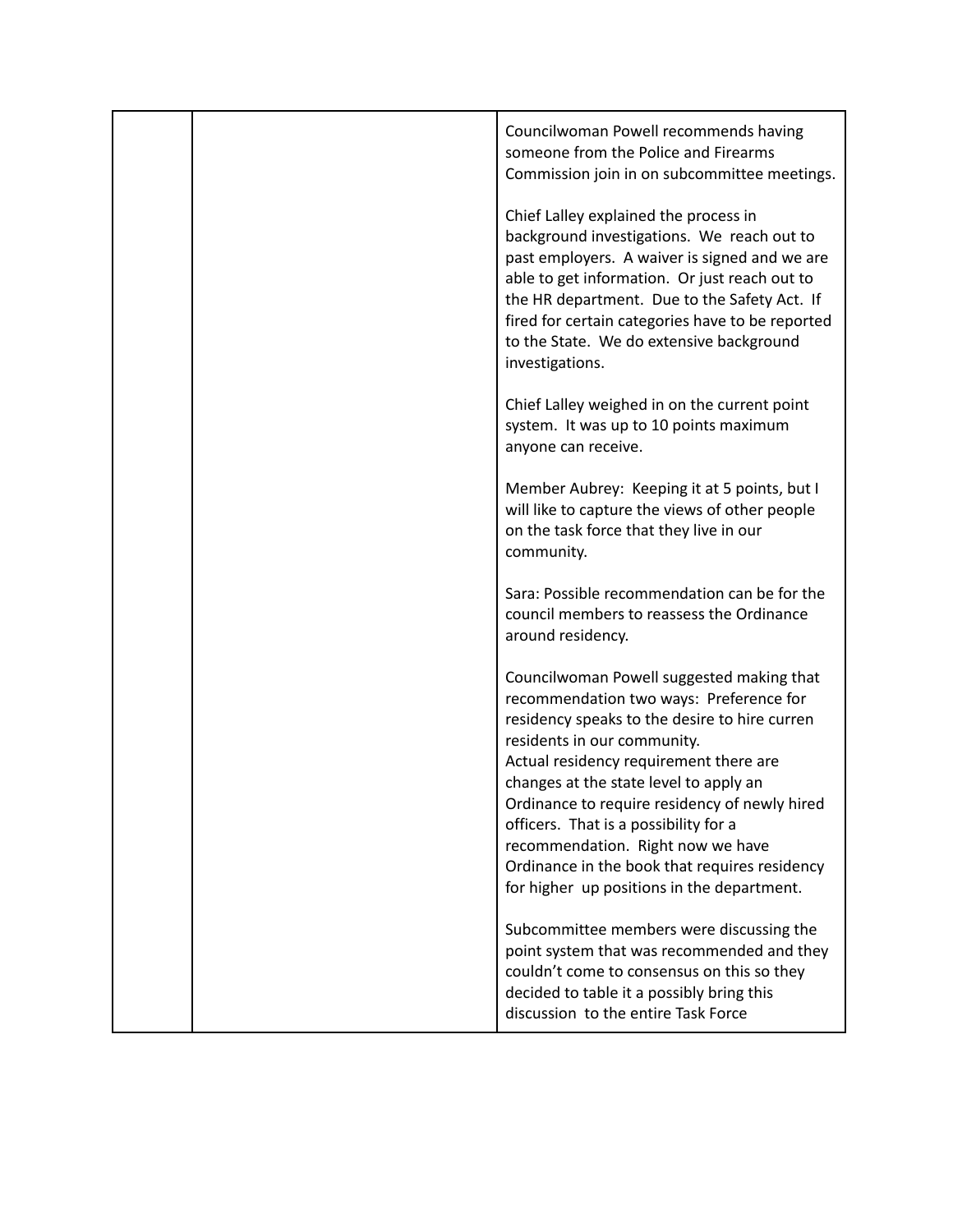| | | |
|---|---|---|
| | | Councilwoman Powell recommends having someone from the Police and Firearms Commission join in on subcommittee meetings.<br><br>Chief Lalley explained the process in background investigations. We reach out to past employers. A waiver is signed and we are able to get information. Or just reach out to the HR department. Due to the Safety Act. If fired for certain categories have to be reported to the State. We do extensive background investigations.<br><br>Chief Lalley weighed in on the current point system. It was up to 10 points maximum anyone can receive.<br><br>Member Aubrey: Keeping it at 5 points, but I will like to capture the views of other people on the task force that they live in our community.<br><br>Sara: Possible recommendation can be for the council members to reassess the Ordinance around residency.<br><br>Councilwoman Powell suggested making that recommendation two ways: Preference for residency speaks to the desire to hire curren residents in our community.<br>Actual residency requirement there are changes at the state level to apply an Ordinance to require residency of newly hired officers. That is a possibility for a recommendation. Right now we have Ordinance in the book that requires residency for higher up positions in the department.<br><br>Subcommittee members were discussing the point system that was recommended and they couldn't come to consensus on this so they decided to table it a possibly bring this discussion to the entire Task Force |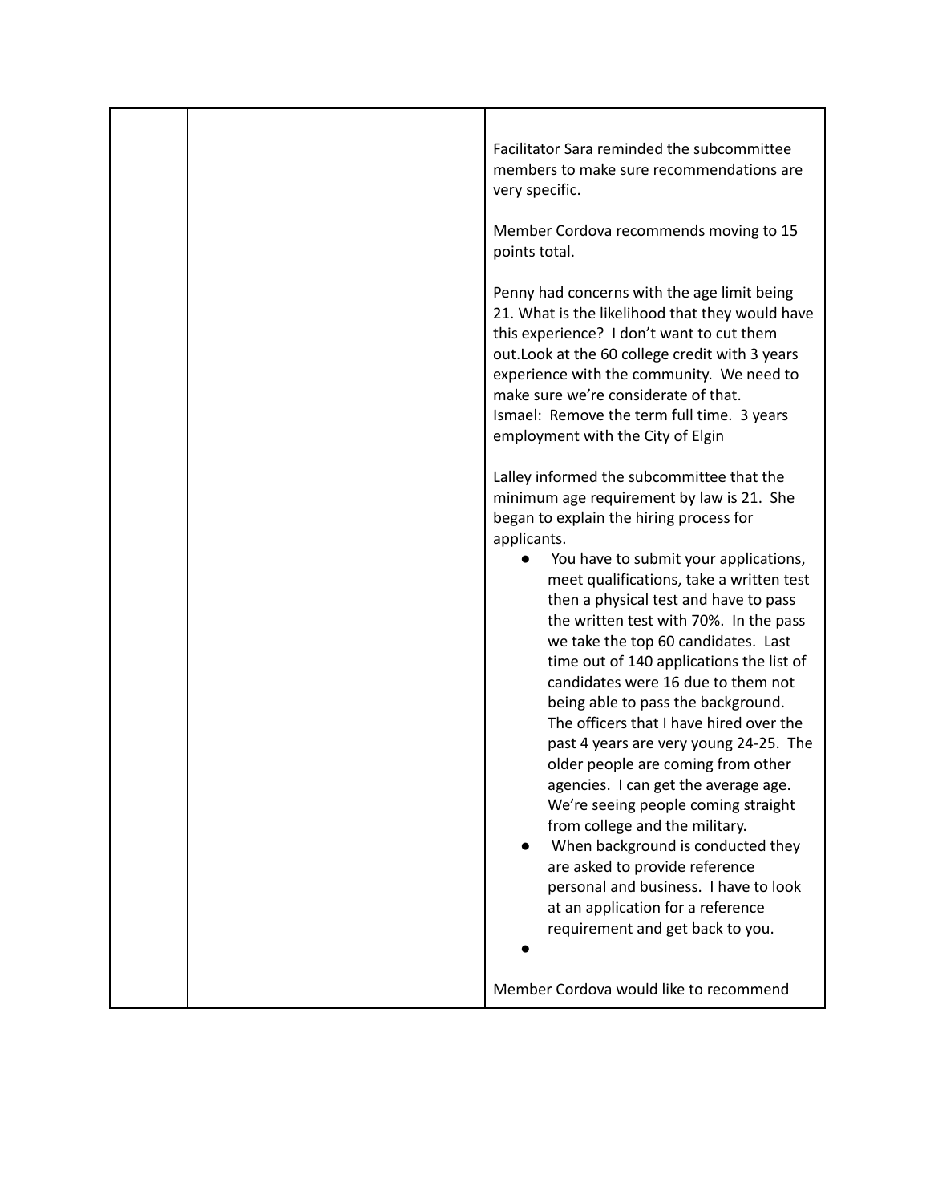| | | |
|---|---|---|
| | | Facilitator Sara reminded the subcommittee members to make sure recommendations are very specific.<br><br>Member Cordova recommends moving to 15 points total.<br><br>Penny had concerns with the age limit being 21. What is the likelihood that they would have this experience? I don't want to cut them out.Look at the 60 college credit with 3 years experience with the community. We need to make sure we're considerate of that.<br>Ismael: Remove the term full time. 3 years employment with the City of Elgin<br><br>Lalley informed the subcommittee that the minimum age requirement by law is 21. She began to explain the hiring process for applicants.<br>• You have to submit your applications, meet qualifications, take a written test then a physical test and have to pass the written test with 70%. In the pass we take the top 60 candidates. Last time out of 140 applications the list of candidates were 16 due to them not being able to pass the background. The officers that I have hired over the past 4 years are very young 24-25. The older people are coming from other agencies. I can get the average age. We're seeing people coming straight from college and the military.<br>• When background is conducted they are asked to provide reference personal and business. I have to look at an application for a reference requirement and get back to you.<br>•<br><br>Member Cordova would like to recommend |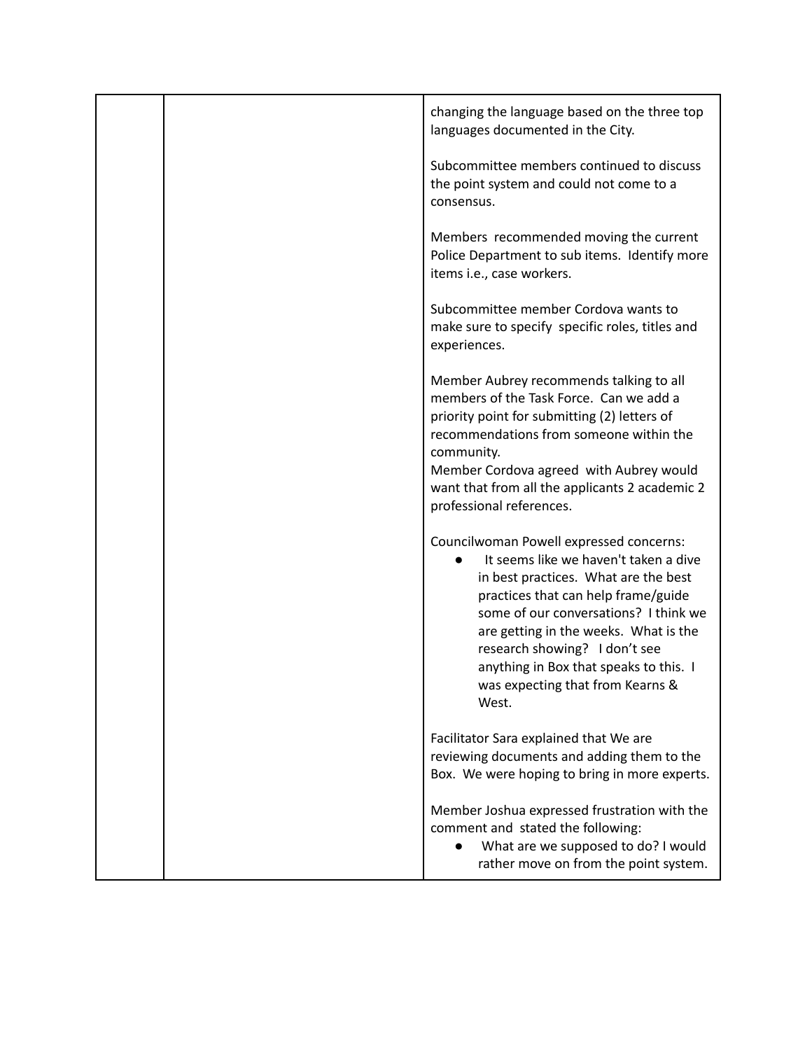| | | |
|---|---|---|
| | | changing the language based on the three top languages documented in the City.<br><br>Subcommittee members continued to discuss the point system and could not come to a consensus.<br><br>Members recommended moving the current Police Department to sub items. Identify more items i.e., case workers.<br><br>Subcommittee member Cordova wants to make sure to specify specific roles, titles and experiences.<br><br>Member Aubrey recommends talking to all members of the Task Force. Can we add a priority point for submitting (2) letters of recommendations from someone within the community.<br>Member Cordova agreed with Aubrey would want that from all the applicants 2 academic 2 professional references.<br><br>Councilwoman Powell expressed concerns:<br>● It seems like we haven't taken a dive in best practices. What are the best practices that can help frame/guide some of our conversations? I think we are getting in the weeks. What is the research showing? I don't see anything in Box that speaks to this. I was expecting that from Kearns & West.<br><br>Facilitator Sara explained that We are reviewing documents and adding them to the Box. We were hoping to bring in more experts.<br><br>Member Joshua expressed frustration with the comment and stated the following:<br>● What are we supposed to do? I would rather move on from the point system. |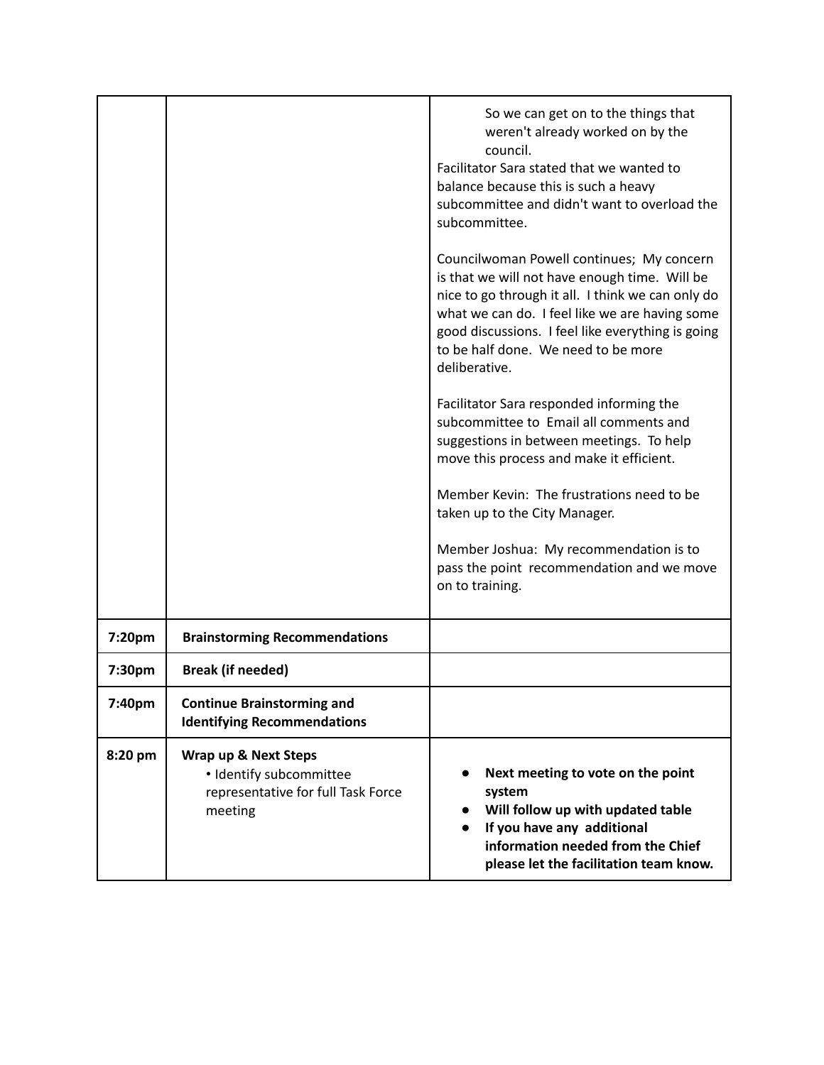| | | |
|---|---|---|
| | | So we can get on to the things that weren't already worked on by the council.<br>Facilitator Sara stated that we wanted to balance because this is such a heavy subcommittee and didn't want to overload the subcommittee.<br><br>Councilwoman Powell continues; My concern is that we will not have enough time. Will be nice to go through it all. I think we can only do what we can do. I feel like we are having some good discussions. I feel like everything is going to be half done. We need to be more deliberative.<br><br>Facilitator Sara responded informing the subcommittee to Email all comments and suggestions in between meetings. To help move this process and make it efficient.<br><br>Member Kevin: The frustrations need to be taken up to the City Manager.<br><br>Member Joshua: My recommendation is to pass the point recommendation and we move on to training. |
| **7:20pm** | **Brainstorming Recommendations** | |
| **7:30pm** | **Break (if needed)** | |
| **7:40pm** | **Continue Brainstorming and Identifying Recommendations** | |
| **8:20 pm** | **Wrap up & Next Steps**<br>• Identify subcommittee representative for full Task Force meeting | • **Next meeting to vote on the point system**<br>• **Will follow up with updated table**<br>• **If you have any additional information needed from the Chief please let the facilitation team know.** |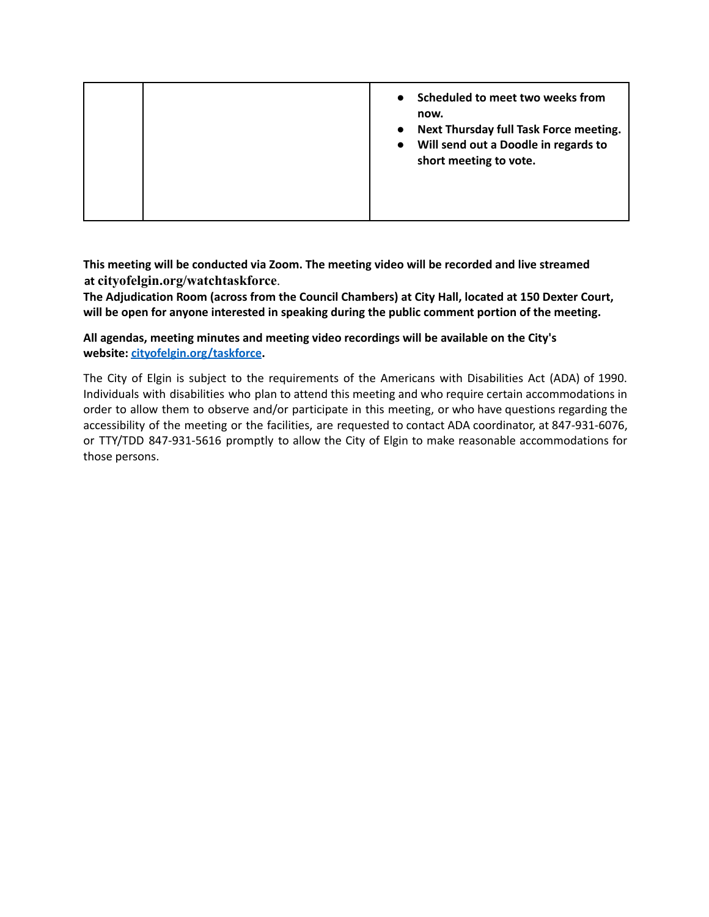| | | |
|---|---|---|
| | | • **Scheduled to meet two weeks from now.**<br>• **Next Thursday full Task Force meeting.**<br>• **Will send out a Doodle in regards to short meeting to vote.** |

**This meeting will be conducted via Zoom. The meeting video will be recorded and live streamed at cityofelgin.org/watchtaskforce.**
**The Adjudication Room (across from the Council Chambers) at City Hall, located at 150 Dexter Court, will be open for anyone interested in speaking during the public comment portion of the meeting.**

**All agendas, meeting minutes and meeting video recordings will be available on the City's website: [cityofelgin.org/taskforce](cityofelgin.org/taskforce).**

The City of Elgin is subject to the requirements of the Americans with Disabilities Act (ADA) of 1990. Individuals with disabilities who plan to attend this meeting and who require certain accommodations in order to allow them to observe and/or participate in this meeting, or who have questions regarding the accessibility of the meeting or the facilities, are requested to contact ADA coordinator, at 847-931-6076, or TTY/TDD 847-931-5616 promptly to allow the City of Elgin to make reasonable accommodations for those persons.